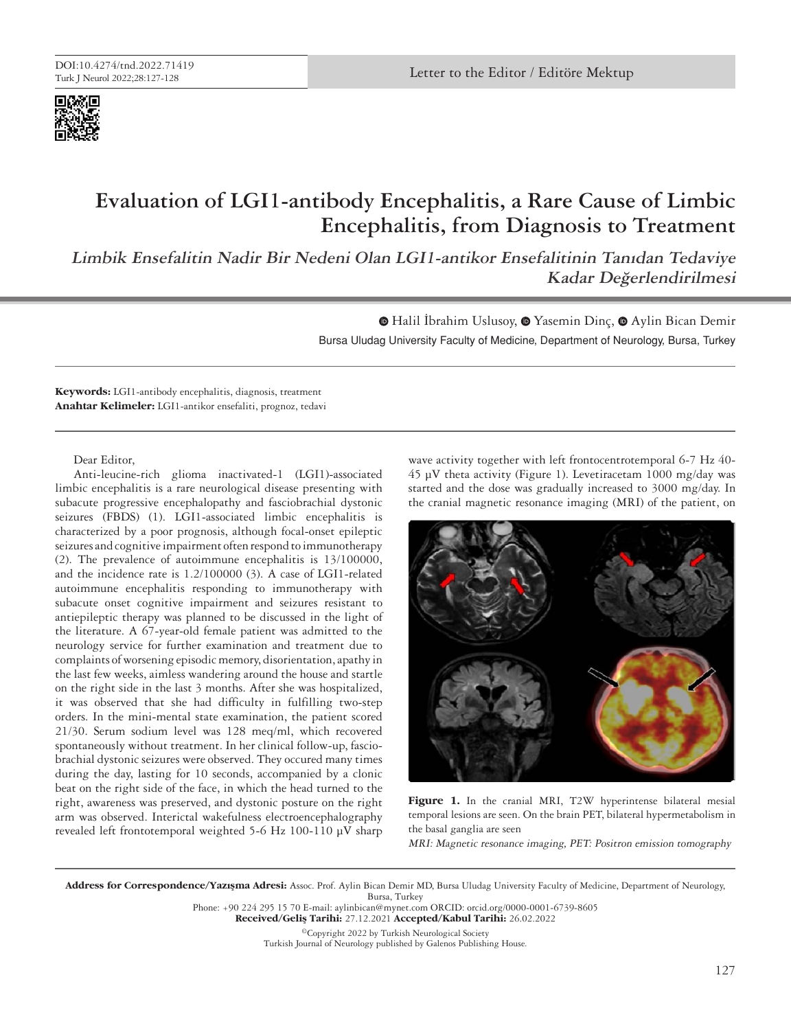# Evaluation of LGI1-antibody Encephalitis, a Rare Cause of Limbic Encephalitis, from Diagnosis to Treatment

## *Limbik Ensefalitin Nadir Bir Nedeni Olan LGI1-antikor Ensefalitinin Tanıdan Tedaviye Kadar Değerlendirilmesi*

Halil İbrahim Uslusoy, Yasemin Dinç, Aylin Bican Demir

Bursa Uludag University Faculty of Medicine, Department of Neurology, Bursa, Turkey

**Keywords:** LGI1-antibody encephalitis, diagnosis, treatment
**Anahtar Kelimeler:** LGI1-antikor ensefaliti, prognoz, tedavi

Dear Editor,

Anti-leucine-rich glioma inactivated-1 (LGI1)-associated limbic encephalitis is a rare neurological disease presenting with subacute progressive encephalopathy and fasciobrachial dystonic seizures (FBDS) (1). LGI1-associated limbic encephalitis is characterized by a poor prognosis, although focal-onset epileptic seizures and cognitive impairment often respond to immunotherapy (2). The prevalence of autoimmune encephalitis is 13/100000, and the incidence rate is 1.2/100000 (3). A case of LGI1-related autoimmune encephalitis responding to immunotherapy with subacute onset cognitive impairment and seizures resistant to antiepileptic therapy was planned to be discussed in the light of the literature. A 67-year-old female patient was admitted to the neurology service for further examination and treatment due to complaints of worsening episodic memory, disorientation, apathy in the last few weeks, aimless wandering around the house and startle on the right side in the last 3 months. After she was hospitalized, it was observed that she had difficulty in fulfilling two-step orders. In the mini-mental state examination, the patient scored 21/30. Serum sodium level was 128 meq/ml, which recovered spontaneously without treatment. In her clinical follow-up, fascio-brachial dystonic seizures were observed. They occured many times during the day, lasting for 10 seconds, accompanied by a clonic beat on the right side of the face, in which the head turned to the right, awareness was preserved, and dystonic posture on the right arm was observed. Interictal wakefulness electroencephalography revealed left frontotemporal weighted 5-6 Hz 100-110 μV sharp wave activity together with left frontocentrotemporal 6-7 Hz 40-45 μV theta activity (Figure 1). Levetiracetam 1000 mg/day was started and the dose was gradually increased to 3000 mg/day. In the cranial magnetic resonance imaging (MRI) of the patient, on

**Figure 1.** In the cranial MRI, T2W hyperintense bilateral mesial temporal lesions are seen. On the brain PET, bilateral hypermetabolism in the basal ganglia are seen

*MRI: Magnetic resonance imaging, PET: Positron emission tomography*

**Address for Correspondence/Yazışma Adresi:** Assoc. Prof. Aylin Bican Demir MD, Bursa Uludag University Faculty of Medicine, Department of Neurology, Bursa, Turkey
Phone: +90 224 295 15 70 E-mail: aylinbican@mynet.com ORCID: orcid.org/0000-0001-6739-8605
**Received/Geliş Tarihi:** 27.12.2021 **Accepted/Kabul Tarihi:** 26.02.2022

©Copyright 2022 by Turkish Neurological Society
Turkish Journal of Neurology published by Galenos Publishing House.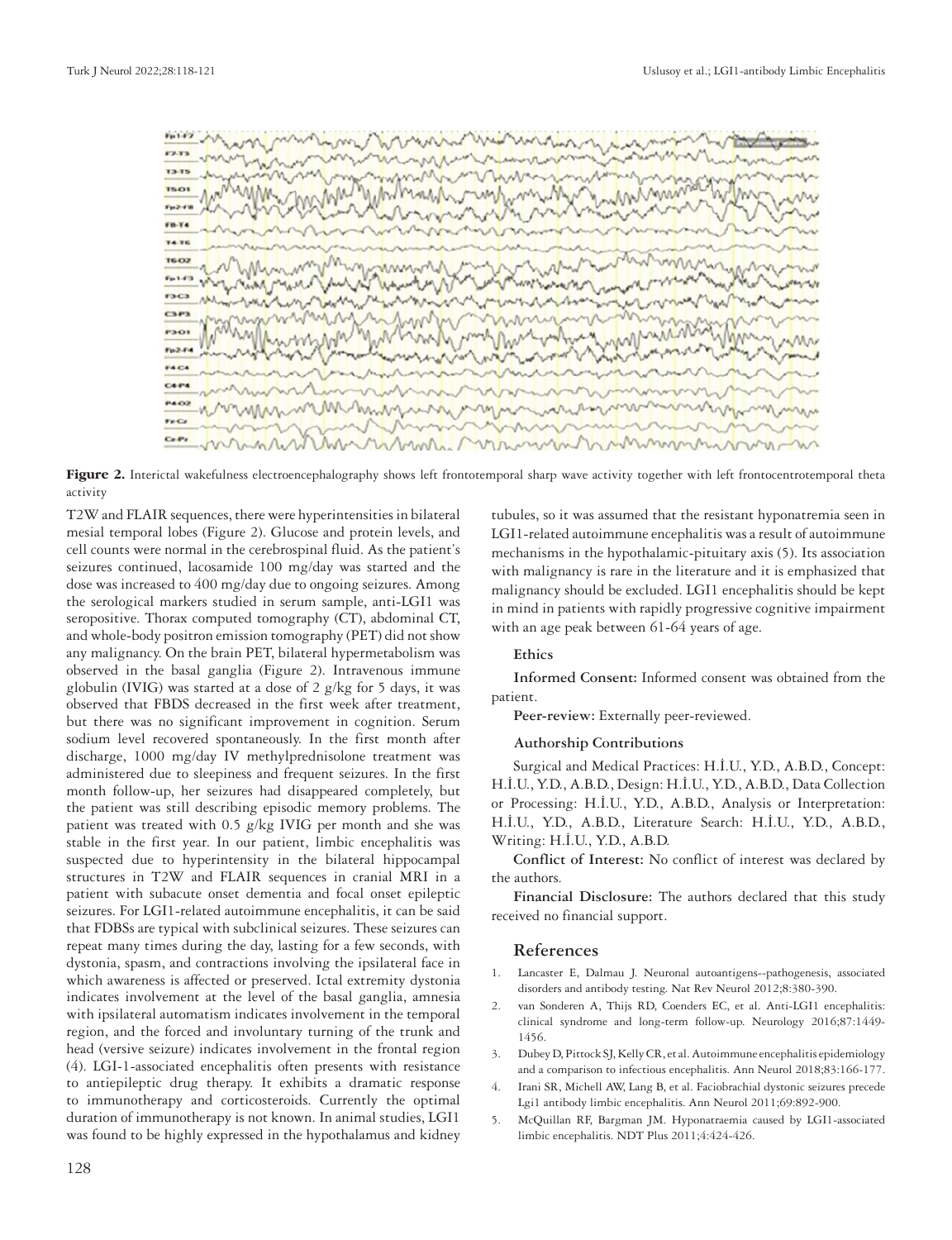Fp1-F7
F7-T3
T3-T5
T5-O1
Fp2-F8
F8-T4
T4-T6
T6-O2
Fp1-F3
F3-C3
C3-P3
P3-O1
Fp2-F4
F4-C4
C4-P4
P4-O2
Fz-Cz
Cz-Pz

**Figure 2.** Interictal wakefulness electroencephalography shows left frontotemporal sharp wave activity together with left frontocentrotemporal theta activity

T2W and FLAIR sequences, there were hyperintensities in bilateral mesial temporal lobes (Figure 2). Glucose and protein levels, and cell counts were normal in the cerebrospinal fluid. As the patient's seizures continued, lacosamide 100 mg/day was started and the dose was increased to 400 mg/day due to ongoing seizures. Among the serological markers studied in serum sample, anti-LGI1 was seropositive. Thorax computed tomography (CT), abdominal CT, and whole-body positron emission tomography (PET) did not show any malignancy. On the brain PET, bilateral hypermetabolism was observed in the basal ganglia (Figure 2). Intravenous immune globulin (IVIG) was started at a dose of 2 g/kg for 5 days, it was observed that FBDS decreased in the first week after treatment, but there was no significant improvement in cognition. Serum sodium level recovered spontaneously. In the first month after discharge, 1000 mg/day IV methylprednisolone treatment was administered due to sleepiness and frequent seizures. In the first month follow-up, her seizures had disappeared completely, but the patient was still describing episodic memory problems. The patient was treated with 0.5 g/kg IVIG per month and she was stable in the first year. In our patient, limbic encephalitis was suspected due to hyperintensity in the bilateral hippocampal structures in T2W and FLAIR sequences in cranial MRI in a patient with subacute onset dementia and focal onset epileptic seizures. For LGI1-related autoimmune encephalitis, it can be said that FDBSs are typical with subclinical seizures. These seizures can repeat many times during the day, lasting for a few seconds, with dystonia, spasm, and contractions involving the ipsilateral face in which awareness is affected or preserved. Ictal extremity dystonia indicates involvement at the level of the basal ganglia, amnesia with ipsilateral automatism indicates involvement in the temporal region, and the forced and involuntary turning of the trunk and head (versive seizure) indicates involvement in the frontal region (4). LGI-1-associated encephalitis often presents with resistance to antiepileptic drug therapy. It exhibits a dramatic response to immunotherapy and corticosteroids. Currently the optimal duration of immunotherapy is not known. In animal studies, LGI1 was found to be highly expressed in the hypothalamus and kidney tubules, so it was assumed that the resistant hyponatremia seen in LGI1-related autoimmune encephalitis was a result of autoimmune mechanisms in the hypothalamic-pituitary axis (5). Its association with malignancy is rare in the literature and it is emphasized that malignancy should be excluded. LGI1 encephalitis should be kept in mind in patients with rapidly progressive cognitive impairment with an age peak between 61-64 years of age.

#### Ethics

**Informed Consent:** Informed consent was obtained from the patient.

**Peer-review:** Externally peer-reviewed.

#### Authorship Contributions

Surgical and Medical Practices: H.İ.U., Y.D., A.B.D., Concept: H.İ.U., Y.D., A.B.D., Design: H.İ.U., Y.D., A.B.D., Data Collection or Processing: H.İ.U., Y.D., A.B.D., Analysis or Interpretation: H.İ.U., Y.D., A.B.D., Literature Search: H.İ.U., Y.D., A.B.D., Writing: H.İ.U., Y.D., A.B.D.

**Conflict of Interest:** No conflict of interest was declared by the authors.

**Financial Disclosure:** The authors declared that this study received no financial support.

## References

1. Lancaster E, Dalmau J. Neuronal autoantigens--pathogenesis, associated disorders and antibody testing. Nat Rev Neurol 2012;8:380-390.
2. van Sonderen A, Thijs RD, Coenders EC, et al. Anti-LGI1 encephalitis: clinical syndrome and long-term follow-up. Neurology 2016;87:1449-1456.
3. Dubey D, Pittock SJ, Kelly CR, et al. Autoimmune encephalitis epidemiology and a comparison to infectious encephalitis. Ann Neurol 2018;83:166-177.
4. Irani SR, Michell AW, Lang B, et al. Faciobrachial dystonic seizures precede Lgi1 antibody limbic encephalitis. Ann Neurol 2011;69:892-900.
5. McQuillan RF, Bargman JM. Hyponatraemia caused by LGI1-associated limbic encephalitis. NDT Plus 2011;4:424-426.